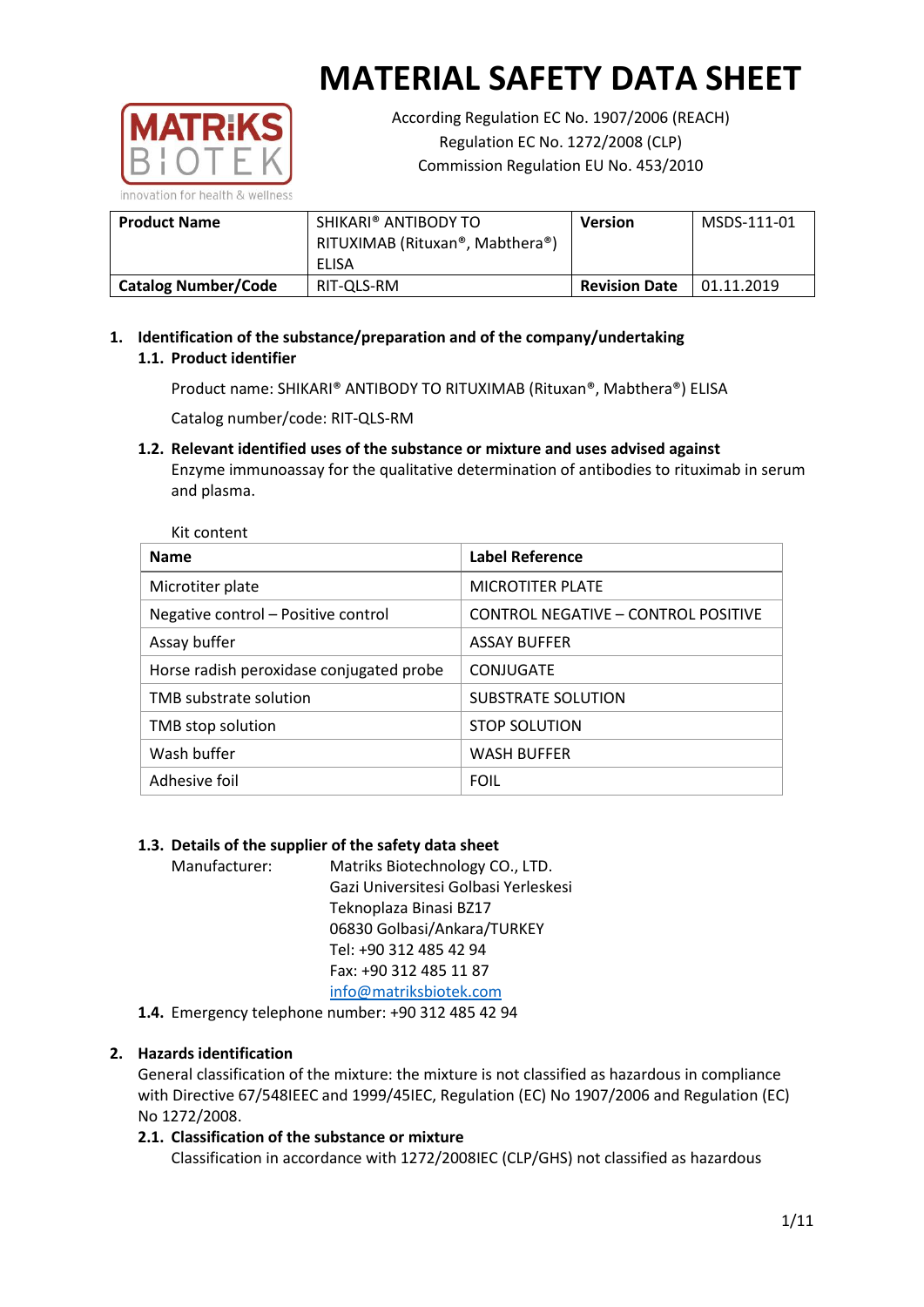// 
# MATERIAL SAFETY DATA SHEET

According Regulation EC No. 1907/2006 (REACH)
Regulation EC No. 1272/2008 (CLP)
Commission Regulation EU No. 453/2010

| **Product Name** | SHIKARI® ANTIBODY TO RITUXIMAB (Rituxan®, Mabthera®) ELISA | **Version** | MSDS-111-01 |
|---|---|---|---|
| **Catalog Number/Code** | RIT-QLS-RM | **Revision Date** | 01.11.2019 |

## 1. Identification of the substance/preparation and of the company/undertaking

### 1.1. Product identifier

Product name: SHIKARI® ANTIBODY TO RITUXIMAB (Rituxan®, Mabthera®) ELISA

Catalog number/code: RIT-QLS-RM

### 1.2. Relevant identified uses of the substance or mixture and uses advised against

Enzyme immunoassay for the qualitative determination of antibodies to rituximab in serum and plasma.

Kit content

| Name | Label Reference |
|---|---|
| Microtiter plate | MICROTITER PLATE |
| Negative control – Positive control | CONTROL NEGATIVE – CONTROL POSITIVE |
| Assay buffer | ASSAY BUFFER |
| Horse radish peroxidase conjugated probe | CONJUGATE |
| TMB substrate solution | SUBSTRATE SOLUTION |
| TMB stop solution | STOP SOLUTION |
| Wash buffer | WASH BUFFER |
| Adhesive foil | FOIL |

### 1.3. Details of the supplier of the safety data sheet

Manufacturer: Matriks Biotechnology CO., LTD.
Gazi Universitesi Golbasi Yerleskesi
Teknoplaza Binasi BZ17
06830 Golbasi/Ankara/TURKEY
Tel: +90 312 485 42 94
Fax: +90 312 485 11 87
info@matriksbiotek.com

### 1.4. Emergency telephone number: +90 312 485 42 94

## 2. Hazards identification

General classification of the mixture: the mixture is not classified as hazardous in compliance with Directive 67/548IEEC and 1999/45IEC, Regulation (EC) No 1907/2006 and Regulation (EC) No 1272/2008.

### 2.1. Classification of the substance or mixture

Classification in accordance with 1272/2008IEC (CLP/GHS) not classified as hazardous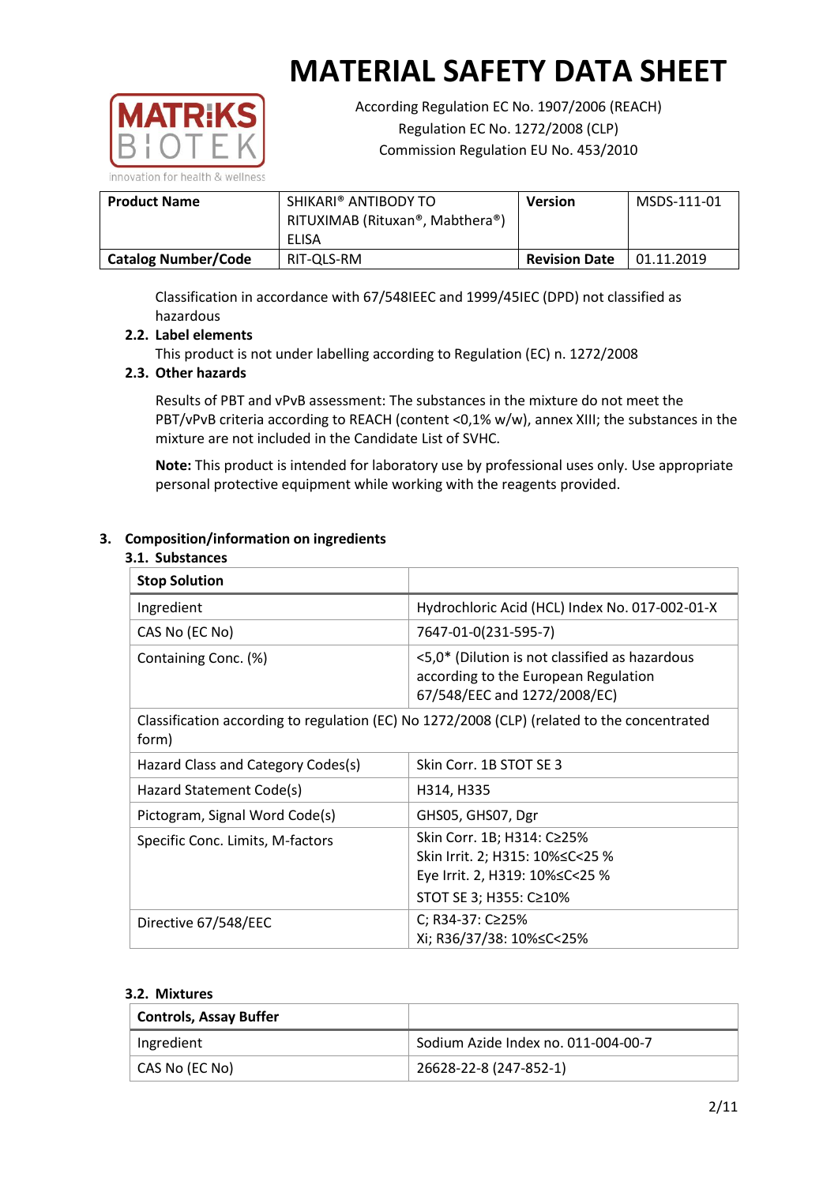# MATERIAL SAFETY DATA SHEET

According Regulation EC No. 1907/2006 (REACH)
Regulation EC No. 1272/2008 (CLP)
Commission Regulation EU No. 453/2010

| Product Name | SHIKARI® ANTIBODY TO RITUXIMAB (Rituxan®, Mabthera®) ELISA | Version | MSDS-111-01 |
|---|---|---|---|
| Catalog Number/Code | RIT-QLS-RM | Revision Date | 01.11.2019 |

Classification in accordance with 67/548IEEC and 1999/45IEC (DPD) not classified as hazardous

**2.2. Label elements**

This product is not under labelling according to Regulation (EC) n. 1272/2008

**2.3. Other hazards**

Results of PBT and vPvB assessment: The substances in the mixture do not meet the PBT/vPvB criteria according to REACH (content <0,1% w/w), annex XIII; the substances in the mixture are not included in the Candidate List of SVHC.

**Note:** This product is intended for laboratory use by professional uses only. Use appropriate personal protective equipment while working with the reagents provided.

## 3. Composition/information on ingredients

### 3.1. Substances

| Stop Solution | |
|---|---|
| Ingredient | Hydrochloric Acid (HCL) Index No. 017-002-01-X |
| CAS No (EC No) | 7647-01-0(231-595-7) |
| Containing Conc. (%) | <5,0* (Dilution is not classified as hazardous according to the European Regulation 67/548/EEC and 1272/2008/EC) |
| Classification according to regulation (EC) No 1272/2008 (CLP) (related to the concentrated form) | |
| Hazard Class and Category Codes(s) | Skin Corr. 1B STOT SE 3 |
| Hazard Statement Code(s) | H314, H335 |
| Pictogram, Signal Word Code(s) | GHS05, GHS07, Dgr |
| Specific Conc. Limits, M-factors | Skin Corr. 1B; H314: C≥25%<br>Skin Irrit. 2; H315: 10%≤C<25 %<br>Eye Irrit. 2, H319: 10%≤C<25 %<br>STOT SE 3; H355: C≥10% |
| Directive 67/548/EEC | C; R34-37: C≥25%<br>Xi; R36/37/38: 10%≤C<25% |

### 3.2. Mixtures

| Controls, Assay Buffer | |
|---|---|
| Ingredient | Sodium Azide Index no. 011-004-00-7 |
| CAS No (EC No) | 26628-22-8 (247-852-1) |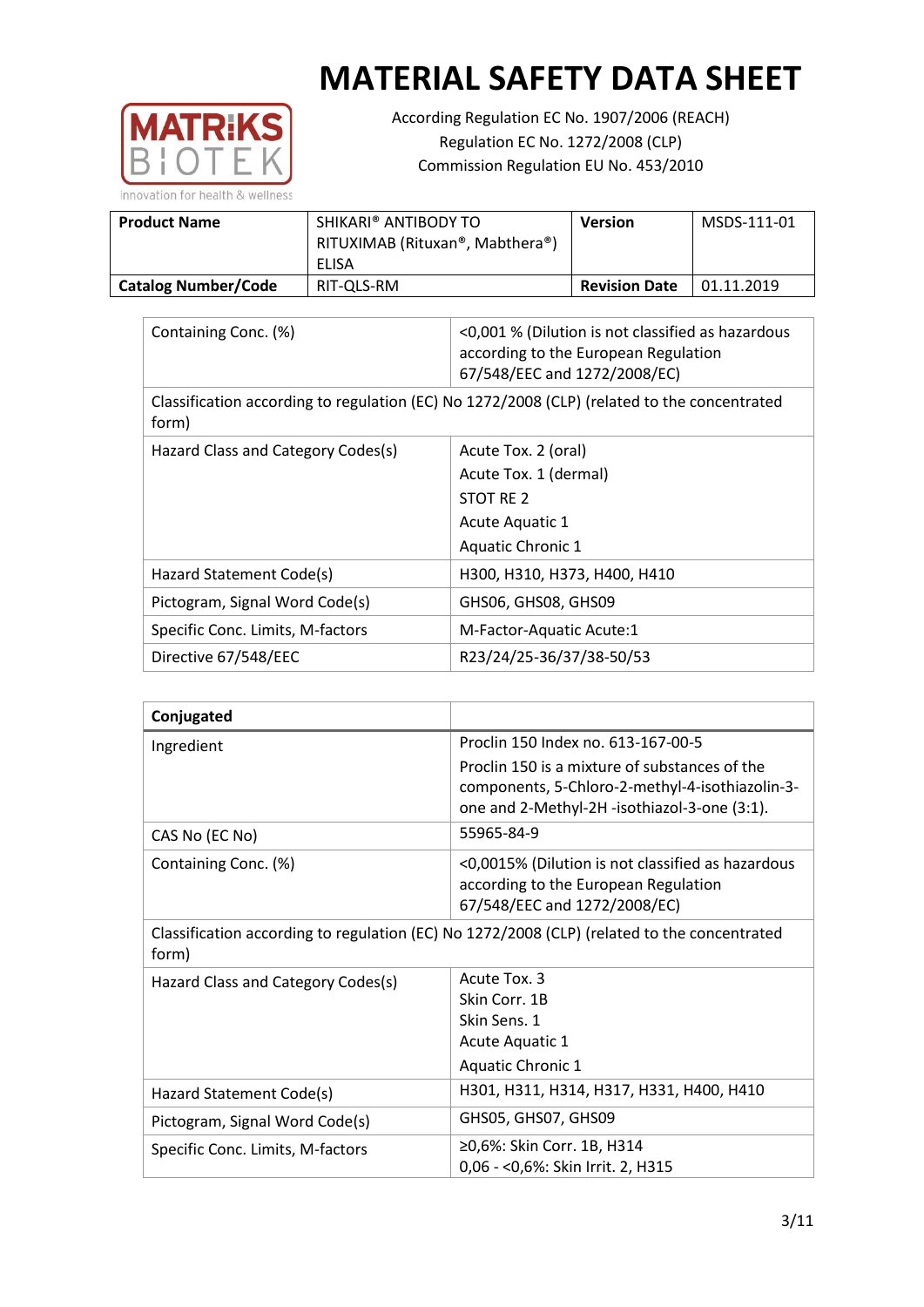# MATERIAL SAFETY DATA SHEET

According Regulation EC No. 1907/2006 (REACH)
Regulation EC No. 1272/2008 (CLP)
Commission Regulation EU No. 453/2010

| **Product Name** | SHIKARI® ANTIBODY TO RITUXIMAB (Rituxan®, Mabthera®) ELISA | **Version** | MSDS-111-01 |
|---|---|---|---|
| **Catalog Number/Code** | RIT-QLS-RM | **Revision Date** | 01.11.2019 |

| Containing Conc. (%) | <0,001 % (Dilution is not classified as hazardous according to the European Regulation 67/548/EEC and 1272/2008/EC) |
|---|---|
| Classification according to regulation (EC) No 1272/2008 (CLP) (related to the concentrated form) | |
| Hazard Class and Category Codes(s) | Acute Tox. 2 (oral)<br>Acute Tox. 1 (dermal)<br>STOT RE 2<br>Acute Aquatic 1<br>Aquatic Chronic 1 |
| Hazard Statement Code(s) | H300, H310, H373, H400, H410 |
| Pictogram, Signal Word Code(s) | GHS06, GHS08, GHS09 |
| Specific Conc. Limits, M-factors | M-Factor-Aquatic Acute:1 |
| Directive 67/548/EEC | R23/24/25-36/37/38-50/53 |

| **Conjugated** | |
|---|---|
| Ingredient | Proclin 150 Index no. 613-167-00-5<br>Proclin 150 is a mixture of substances of the components, 5-Chloro-2-methyl-4-isothiazolin-3-one and 2-Methyl-2H -isothiazol-3-one (3:1). |
| CAS No (EC No) | 55965-84-9 |
| Containing Conc. (%) | <0,0015% (Dilution is not classified as hazardous according to the European Regulation 67/548/EEC and 1272/2008/EC) |
| Classification according to regulation (EC) No 1272/2008 (CLP) (related to the concentrated form) | |
| Hazard Class and Category Codes(s) | Acute Tox. 3<br>Skin Corr. 1B<br>Skin Sens. 1<br>Acute Aquatic 1<br>Aquatic Chronic 1 |
| Hazard Statement Code(s) | H301, H311, H314, H317, H331, H400, H410 |
| Pictogram, Signal Word Code(s) | GHS05, GHS07, GHS09 |
| Specific Conc. Limits, M-factors | ≥0,6%: Skin Corr. 1B, H314<br>0,06 - <0,6%: Skin Irrit. 2, H315 |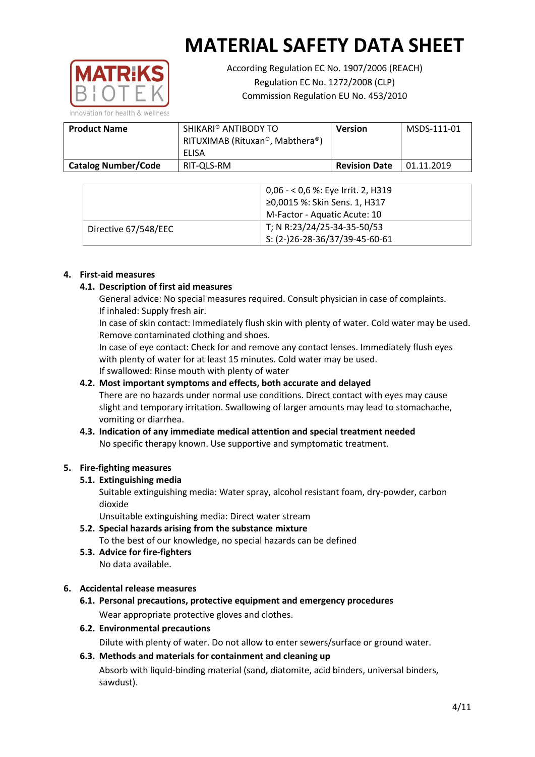| Product Name | SHIKARI® ANTIBODY TO RITUXIMAB (Rituxan®, Mabthera®) ELISA | Version | MSDS-111-01 |
|---|---|---|---|
| Catalog Number/Code | RIT-QLS-RM | Revision Date | 01.11.2019 |

| | |
|---|---|
| | 0,06 - < 0,6 %: Eye Irrit. 2, H319<br>≥0,0015 %: Skin Sens. 1, H317<br>M-Factor - Aquatic Acute: 10 |
| Directive 67/548/EEC | T; N R:23/24/25-34-35-50/53<br>S: (2-)26-28-36/37/39-45-60-61 |

## 4. First-aid measures

### 4.1. Description of first aid measures

General advice: No special measures required. Consult physician in case of complaints.
If inhaled: Supply fresh air.
In case of skin contact: Immediately flush skin with plenty of water. Cold water may be used. Remove contaminated clothing and shoes.
In case of eye contact: Check for and remove any contact lenses. Immediately flush eyes with plenty of water for at least 15 minutes. Cold water may be used.
If swallowed: Rinse mouth with plenty of water

### 4.2. Most important symptoms and effects, both accurate and delayed

There are no hazards under normal use conditions. Direct contact with eyes may cause slight and temporary irritation. Swallowing of larger amounts may lead to stomachache, vomiting or diarrhea.

### 4.3. Indication of any immediate medical attention and special treatment needed

No specific therapy known. Use supportive and symptomatic treatment.

## 5. Fire-fighting measures

### 5.1. Extinguishing media

Suitable extinguishing media: Water spray, alcohol resistant foam, dry-powder, carbon dioxide
Unsuitable extinguishing media: Direct water stream

### 5.2. Special hazards arising from the substance mixture

To the best of our knowledge, no special hazards can be defined

### 5.3. Advice for fire-fighters

No data available.

## 6. Accidental release measures

### 6.1. Personal precautions, protective equipment and emergency procedures

Wear appropriate protective gloves and clothes.

### 6.2. Environmental precautions

Dilute with plenty of water. Do not allow to enter sewers/surface or ground water.

### 6.3. Methods and materials for containment and cleaning up

Absorb with liquid-binding material (sand, diatomite, acid binders, universal binders, sawdust).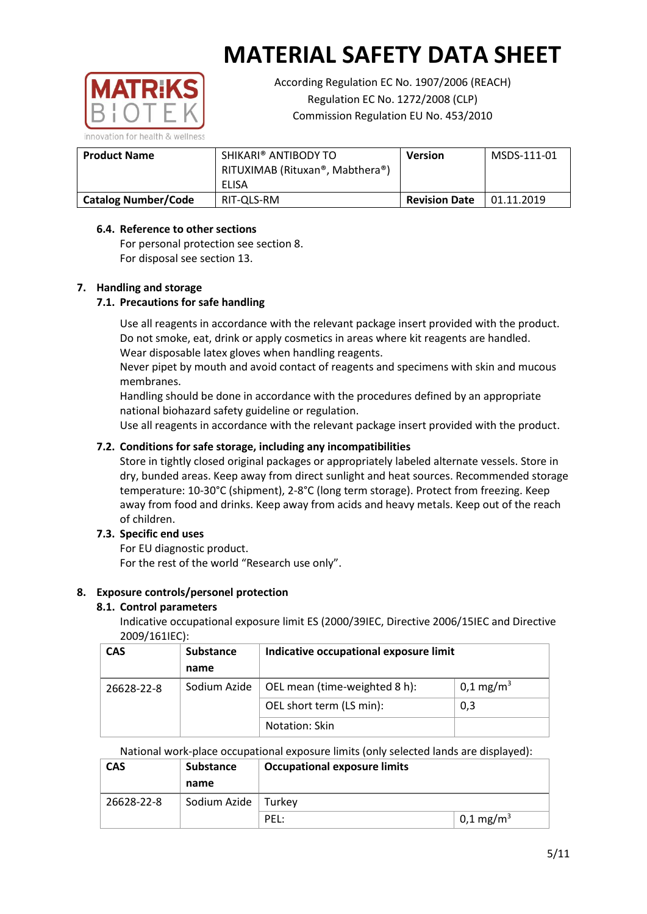# MATERIAL SAFETY DATA SHEET

According Regulation EC No. 1907/2006 (REACH)
Regulation EC No. 1272/2008 (CLP)
Commission Regulation EU No. 453/2010

| **Product Name** | SHIKARI® ANTIBODY TO RITUXIMAB (Rituxan®, Mabthera®) ELISA | **Version** | MSDS-111-01 |
|---|---|---|---|
| **Catalog Number/Code** | RIT-QLS-RM | **Revision Date** | 01.11.2019 |

### 6.4. Reference to other sections

For personal protection see section 8.
For disposal see section 13.

## 7. Handling and storage

### 7.1. Precautions for safe handling

Use all reagents in accordance with the relevant package insert provided with the product.
Do not smoke, eat, drink or apply cosmetics in areas where kit reagents are handled.
Wear disposable latex gloves when handling reagents.
Never pipet by mouth and avoid contact of reagents and specimens with skin and mucous membranes.
Handling should be done in accordance with the procedures defined by an appropriate national biohazard safety guideline or regulation.
Use all reagents in accordance with the relevant package insert provided with the product.

### 7.2. Conditions for safe storage, including any incompatibilities

Store in tightly closed original packages or appropriately labeled alternate vessels. Store in dry, bunded areas. Keep away from direct sunlight and heat sources. Recommended storage temperature: 10-30°C (shipment), 2-8°C (long term storage). Protect from freezing. Keep away from food and drinks. Keep away from acids and heavy metals. Keep out of the reach of children.

### 7.3. Specific end uses

For EU diagnostic product.
For the rest of the world "Research use only".

## 8. Exposure controls/personel protection

### 8.1. Control parameters

Indicative occupational exposure limit ES (2000/39IEC, Directive 2006/15IEC and Directive 2009/161IEC):

| CAS | Substance name | Indicative occupational exposure limit | |
|---|---|---|---|
| 26628-22-8 | Sodium Azide | OEL mean (time-weighted 8 h): | 0,1 $mg/m^3$ |
| | | OEL short term (LS min): | 0,3 |
| | | Notation: Skin | |

National work-place occupational exposure limits (only selected lands are displayed):

| CAS | Substance name | Occupational exposure limits | |
|---|---|---|---|
| 26628-22-8 | Sodium Azide | Turkey | |
| | | PEL: | 0,1 $mg/m^3$ |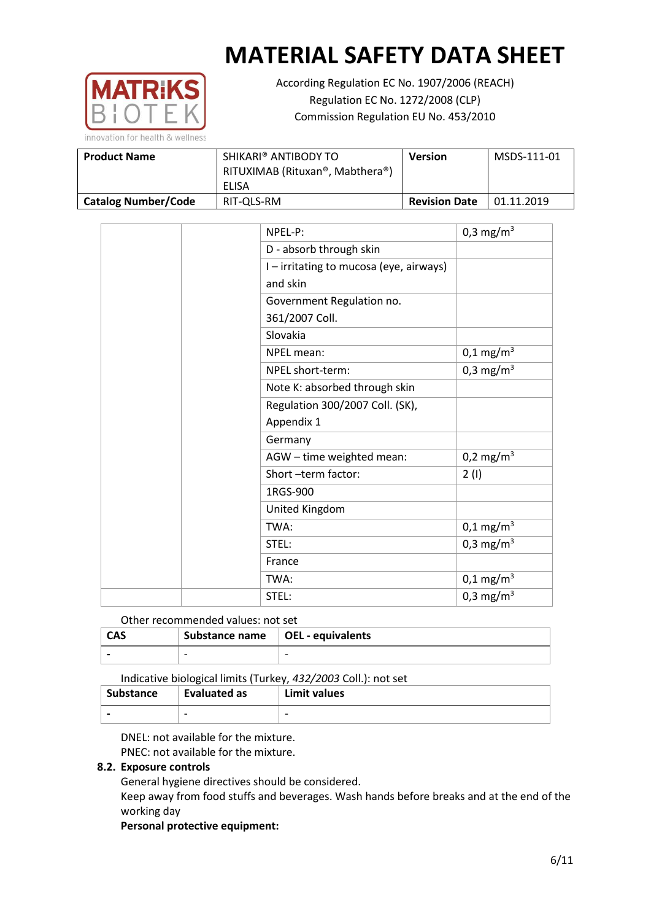# MATERIAL SAFETY DATA SHEET

According Regulation EC No. 1907/2006 (REACH)
Regulation EC No. 1272/2008 (CLP)
Commission Regulation EU No. 453/2010

| **Product Name** | SHIKARI® ANTIBODY TO RITUXIMAB (Rituxan®, Mabthera®) ELISA | **Version** | MSDS-111-01 |
|---|---|---|---|
| **Catalog Number/Code** | RIT-QLS-RM | **Revision Date** | 01.11.2019 |

| | | | |
|---|---|---|---|
| | | NPEL-P: | 0,3 mg/m$^3$ |
| | | D - absorb through skin | |
| | | I – irritating to mucosa (eye, airways) and skin | |
| | | Government Regulation no. 361/2007 Coll. | |
| | | Slovakia | |
| | | NPEL mean: | 0,1 mg/m$^3$ |
| | | NPEL short-term: | 0,3 mg/m$^3$ |
| | | Note K: absorbed through skin | |
| | | Regulation 300/2007 Coll. (SK), Appendix 1 | |
| | | Germany | |
| | | AGW – time weighted mean: | 0,2 mg/m$^3$ |
| | | Short –term factor: | 2 (I) |
| | | 1RGS-900 | |
| | | United Kingdom | |
| | | TWA: | 0,1 mg/m$^3$ |
| | | STEL: | 0,3 mg/m$^3$ |
| | | France | |
| | | TWA: | 0,1 mg/m$^3$ |
| | | STEL: | 0,3 mg/m$^3$ |

Other recommended values: not set

| CAS | Substance name | OEL - equivalents |
|---|---|---|
| - | - | - |

Indicative biological limits (Turkey, *432/2003* Coll.): not set

| Substance | Evaluated as | Limit values |
|---|---|---|
| - | - | - |

DNEL: not available for the mixture.
PNEC: not available for the mixture.

**8.2. Exposure controls**

General hygiene directives should be considered.
Keep away from food stuffs and beverages. Wash hands before breaks and at the end of the working day

**Personal protective equipment:**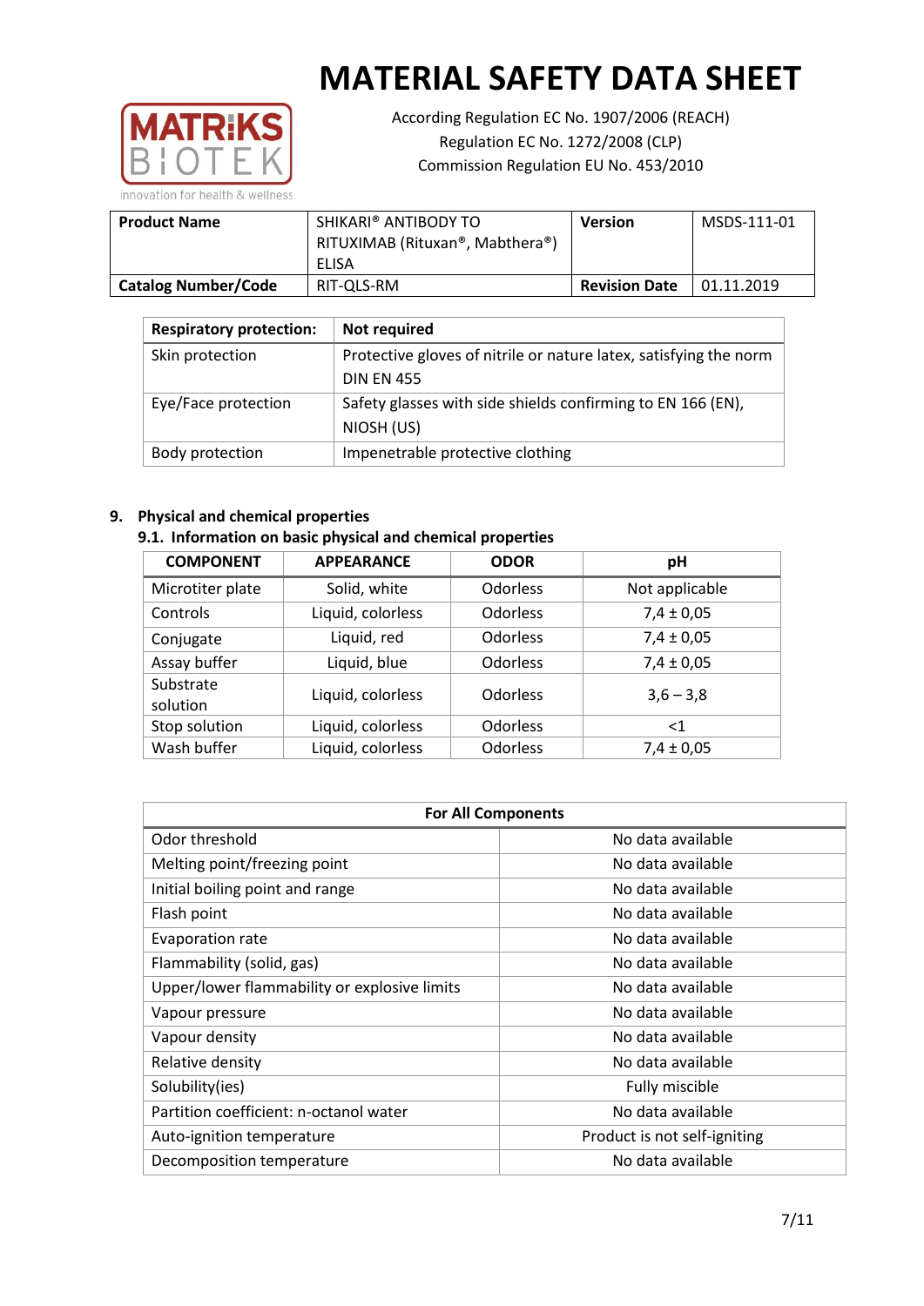# MATERIAL SAFETY DATA SHEET

According Regulation EC No. 1907/2006 (REACH)
Regulation EC No. 1272/2008 (CLP)
Commission Regulation EU No. 453/2010

| **Product Name** | SHIKARI® ANTIBODY TO RITUXIMAB (Rituxan®, Mabthera®) ELISA | **Version** | MSDS-111-01 |
|---|---|---|---|
| **Catalog Number/Code** | RIT-QLS-RM | **Revision Date** | 01.11.2019 |

| **Respiratory protection:** | **Not required** |
|---|---|
| Skin protection | Protective gloves of nitrile or nature latex, satisfying the norm DIN EN 455 |
| Eye/Face protection | Safety glasses with side shields confirming to EN 166 (EN), NIOSH (US) |
| Body protection | Impenetrable protective clothing |

## 9. Physical and chemical properties

### 9.1. Information on basic physical and chemical properties

| COMPONENT | APPEARANCE | ODOR | pH |
|---|---|---|---|
| Microtiter plate | Solid, white | Odorless | Not applicable |
| Controls | Liquid, colorless | Odorless | 7,4 ± 0,05 |
| Conjugate | Liquid, red | Odorless | 7,4 ± 0,05 |
| Assay buffer | Liquid, blue | Odorless | 7,4 ± 0,05 |
| Substrate solution | Liquid, colorless | Odorless | 3,6 – 3,8 |
| Stop solution | Liquid, colorless | Odorless | <1 |
| Wash buffer | Liquid, colorless | Odorless | 7,4 ± 0,05 |

| For All Components | |
|---|---|
| Odor threshold | No data available |
| Melting point/freezing point | No data available |
| Initial boiling point and range | No data available |
| Flash point | No data available |
| Evaporation rate | No data available |
| Flammability (solid, gas) | No data available |
| Upper/lower flammability or explosive limits | No data available |
| Vapour pressure | No data available |
| Vapour density | No data available |
| Relative density | No data available |
| Solubility(ies) | Fully miscible |
| Partition coefficient: n-octanol water | No data available |
| Auto-ignition temperature | Product is not self-igniting |
| Decomposition temperature | No data available |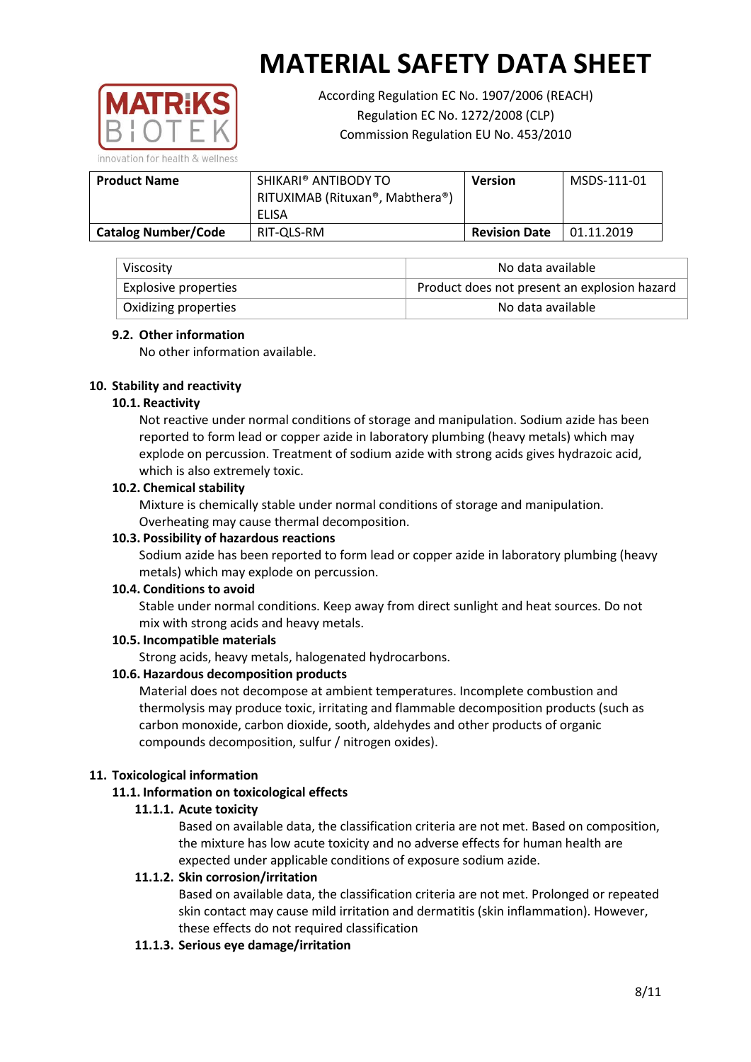| Viscosity | No data available |
|---|---|
| Explosive properties | Product does not present an explosion hazard |
| Oxidizing properties | No data available |

### 9.2. Other information

No other information available.

## 10. Stability and reactivity

### 10.1. Reactivity

Not reactive under normal conditions of storage and manipulation. Sodium azide has been reported to form lead or copper azide in laboratory plumbing (heavy metals) which may explode on percussion. Treatment of sodium azide with strong acids gives hydrazoic acid, which is also extremely toxic.

### 10.2. Chemical stability

Mixture is chemically stable under normal conditions of storage and manipulation. Overheating may cause thermal decomposition.

### 10.3. Possibility of hazardous reactions

Sodium azide has been reported to form lead or copper azide in laboratory plumbing (heavy metals) which may explode on percussion.

### 10.4. Conditions to avoid

Stable under normal conditions. Keep away from direct sunlight and heat sources. Do not mix with strong acids and heavy metals.

### 10.5. Incompatible materials

Strong acids, heavy metals, halogenated hydrocarbons.

### 10.6. Hazardous decomposition products

Material does not decompose at ambient temperatures. Incomplete combustion and thermolysis may produce toxic, irritating and flammable decomposition products (such as carbon monoxide, carbon dioxide, sooth, aldehydes and other products of organic compounds decomposition, sulfur / nitrogen oxides).

## 11. Toxicological information

### 11.1. Information on toxicological effects

#### 11.1.1. Acute toxicity

Based on available data, the classification criteria are not met. Based on composition, the mixture has low acute toxicity and no adverse effects for human health are expected under applicable conditions of exposure sodium azide.

#### 11.1.2. Skin corrosion/irritation

Based on available data, the classification criteria are not met. Prolonged or repeated skin contact may cause mild irritation and dermatitis (skin inflammation). However, these effects do not required classification

#### 11.1.3. Serious eye damage/irritation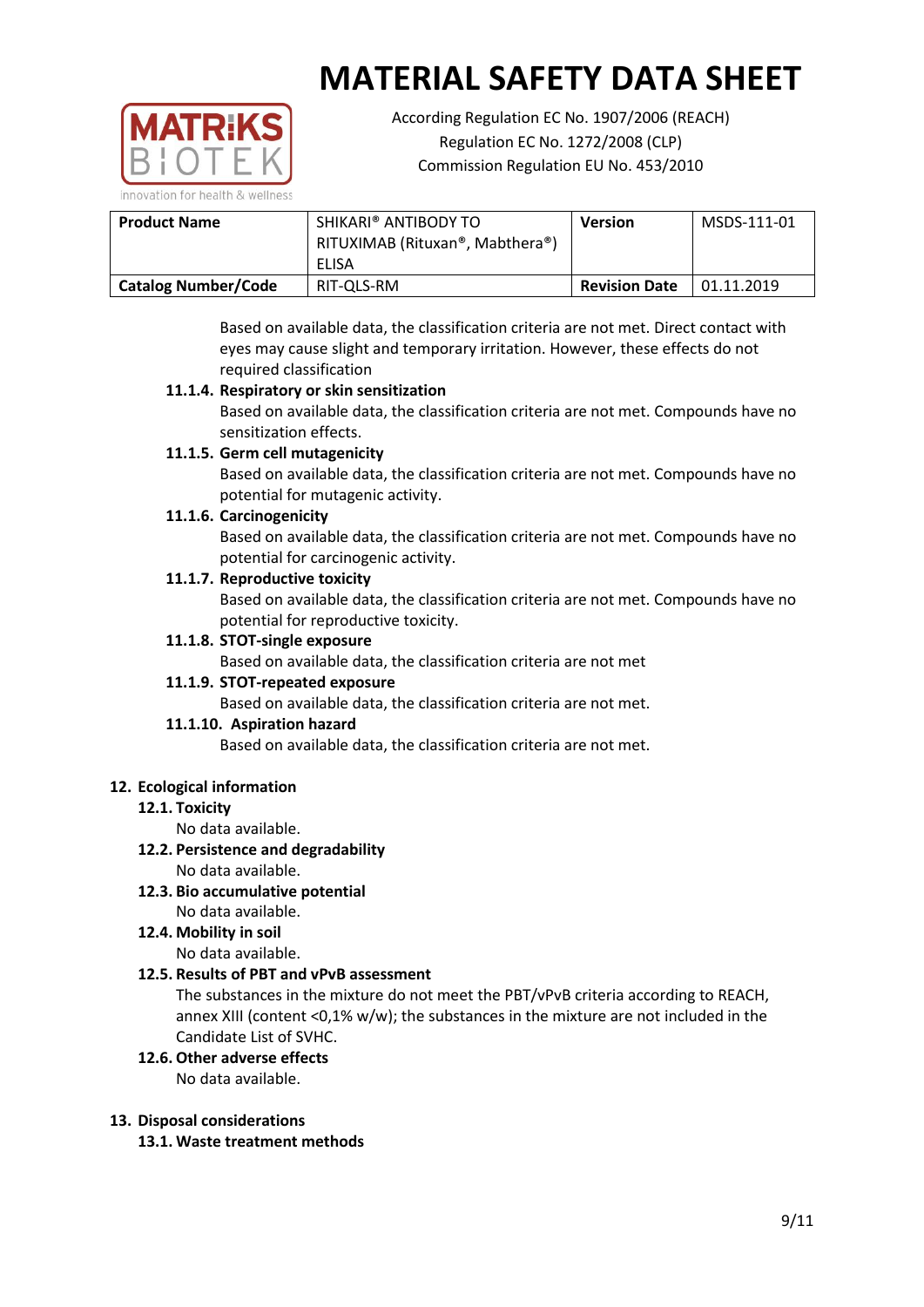Based on available data, the classification criteria are not met. Direct contact with eyes may cause slight and temporary irritation. However, these effects do not required classification

#### 11.1.4. Respiratory or skin sensitization

Based on available data, the classification criteria are not met. Compounds have no sensitization effects.

#### 11.1.5. Germ cell mutagenicity

Based on available data, the classification criteria are not met. Compounds have no potential for mutagenic activity.

#### 11.1.6. Carcinogenicity

Based on available data, the classification criteria are not met. Compounds have no potential for carcinogenic activity.

#### 11.1.7. Reproductive toxicity

Based on available data, the classification criteria are not met. Compounds have no potential for reproductive toxicity.

#### 11.1.8. STOT-single exposure

Based on available data, the classification criteria are not met

#### 11.1.9. STOT-repeated exposure

Based on available data, the classification criteria are not met.

#### 11.1.10. Aspiration hazard

Based on available data, the classification criteria are not met.

## 12. Ecological information

### 12.1. Toxicity

No data available.

### 12.2. Persistence and degradability

No data available.

### 12.3. Bio accumulative potential

No data available.

### 12.4. Mobility in soil

No data available.

### 12.5. Results of PBT and vPvB assessment

The substances in the mixture do not meet the PBT/vPvB criteria according to REACH, annex XIII (content <0,1% w/w); the substances in the mixture are not included in the Candidate List of SVHC.

### 12.6. Other adverse effects

No data available.

## 13. Disposal considerations

### 13.1. Waste treatment methods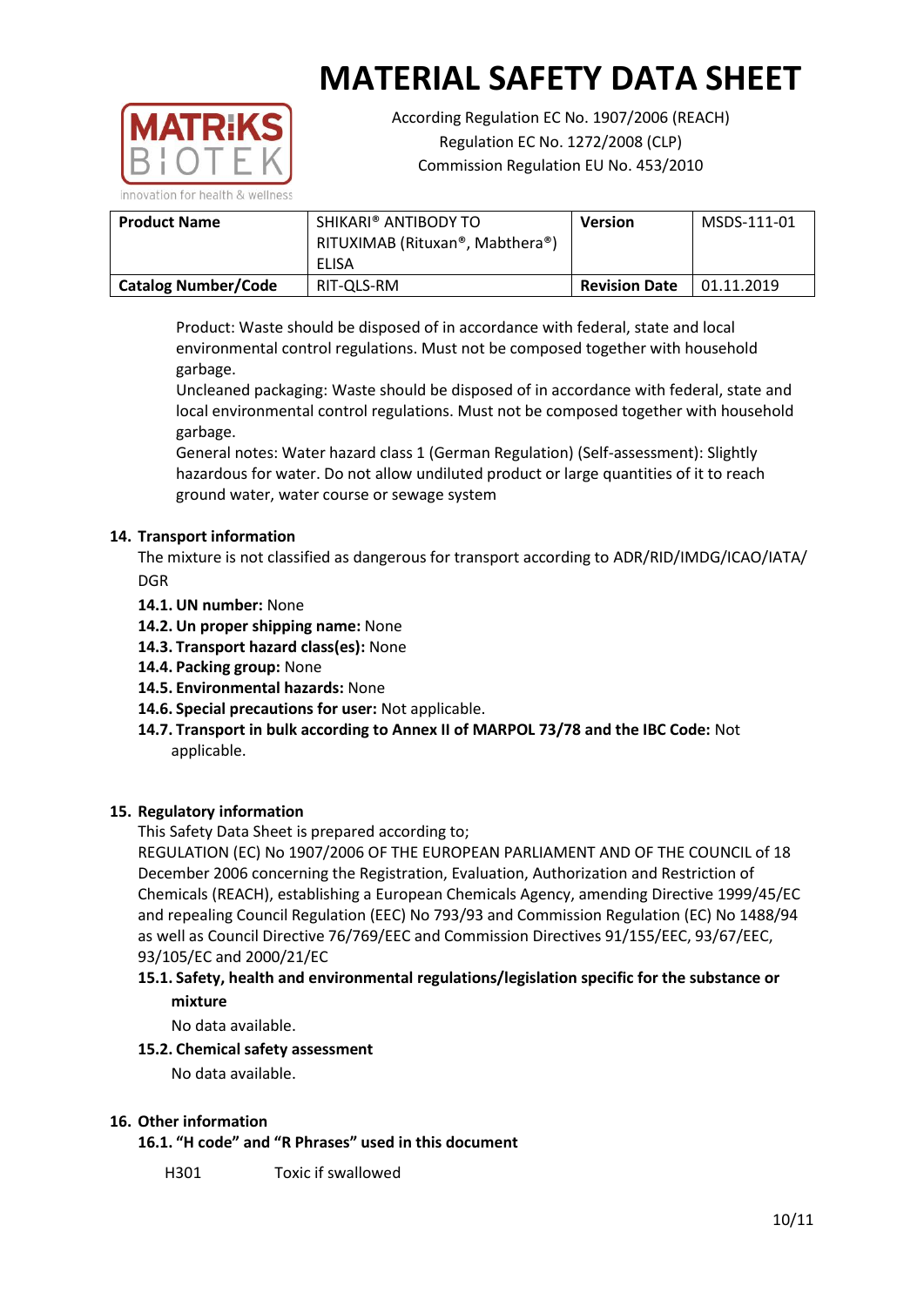Product: Waste should be disposed of in accordance with federal, state and local environmental control regulations. Must not be composed together with household garbage.

Uncleaned packaging: Waste should be disposed of in accordance with federal, state and local environmental control regulations. Must not be composed together with household garbage.

General notes: Water hazard class 1 (German Regulation) (Self-assessment): Slightly hazardous for water. Do not allow undiluted product or large quantities of it to reach ground water, water course or sewage system

## 14. Transport information

The mixture is not classified as dangerous for transport according to ADR/RID/IMDG/ICAO/IATA/ DGR

- **14.1. UN number:** None
- **14.2. Un proper shipping name:** None
- **14.3. Transport hazard class(es):** None
- **14.4. Packing group:** None
- **14.5. Environmental hazards:** None
- **14.6. Special precautions for user:** Not applicable.
- **14.7. Transport in bulk according to Annex II of MARPOL 73/78 and the IBC Code:** Not applicable.

## 15. Regulatory information

This Safety Data Sheet is prepared according to;

REGULATION (EC) No 1907/2006 OF THE EUROPEAN PARLIAMENT AND OF THE COUNCIL of 18 December 2006 concerning the Registration, Evaluation, Authorization and Restriction of Chemicals (REACH), establishing a European Chemicals Agency, amending Directive 1999/45/EC and repealing Council Regulation (EEC) No 793/93 and Commission Regulation (EC) No 1488/94 as well as Council Directive 76/769/EEC and Commission Directives 91/155/EEC, 93/67/EEC, 93/105/EC and 2000/21/EC

**15.1. Safety, health and environmental regulations/legislation specific for the substance or mixture**

No data available.

**15.2. Chemical safety assessment**

No data available.

## 16. Other information

**16.1. "H code" and "R Phrases" used in this document**

H301 Toxic if swallowed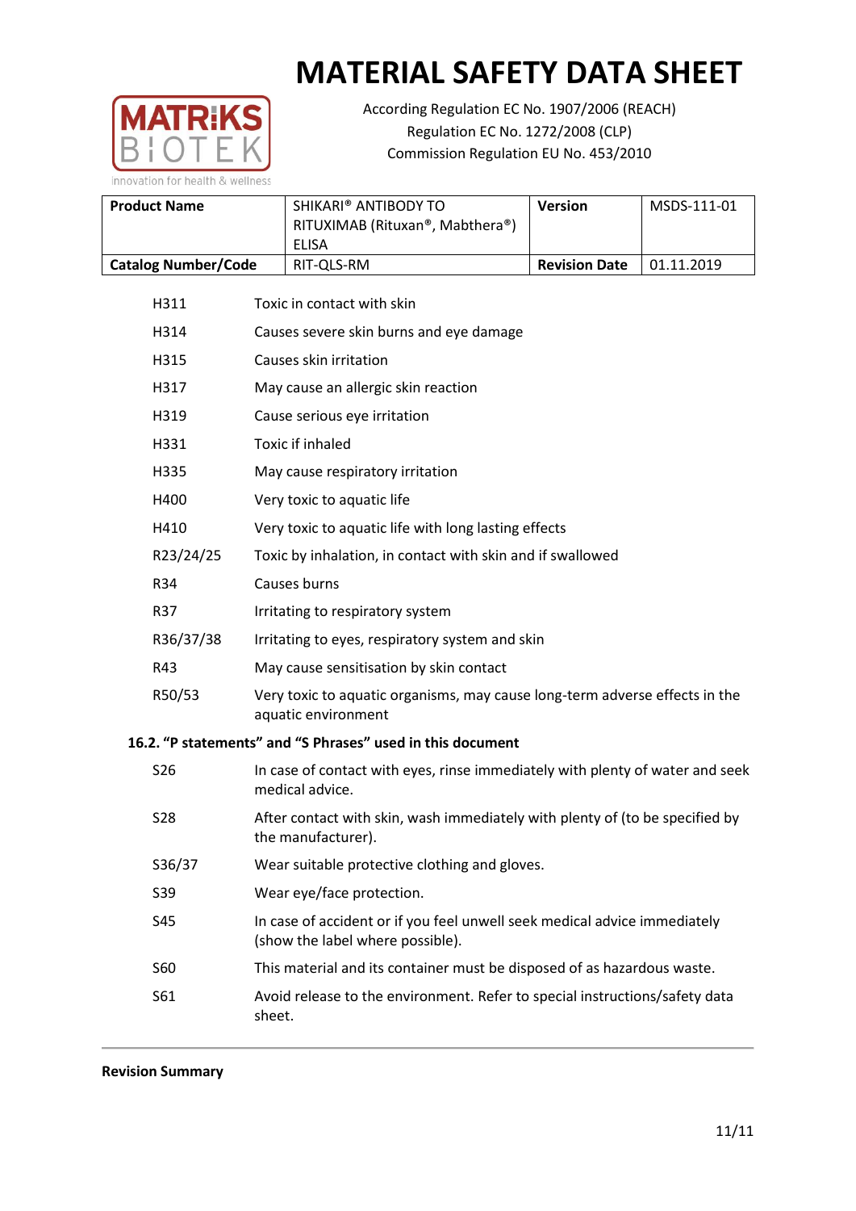# MATERIAL SAFETY DATA SHEET

According Regulation EC No. 1907/2006 (REACH)
Regulation EC No. 1272/2008 (CLP)
Commission Regulation EU No. 453/2010

| **Product Name** | SHIKARI® ANTIBODY TO RITUXIMAB (Rituxan®, Mabthera®) ELISA | **Version** | MSDS-111-01 |
|---|---|---|---|
| **Catalog Number/Code** | RIT-QLS-RM | **Revision Date** | 01.11.2019 |

| | |
|---|---|
| H311 | Toxic in contact with skin |
| H314 | Causes severe skin burns and eye damage |
| H315 | Causes skin irritation |
| H317 | May cause an allergic skin reaction |
| H319 | Cause serious eye irritation |
| H331 | Toxic if inhaled |
| H335 | May cause respiratory irritation |
| H400 | Very toxic to aquatic life |
| H410 | Very toxic to aquatic life with long lasting effects |
| R23/24/25 | Toxic by inhalation, in contact with skin and if swallowed |
| R34 | Causes burns |
| R37 | Irritating to respiratory system |
| R36/37/38 | Irritating to eyes, respiratory system and skin |
| R43 | May cause sensitisation by skin contact |
| R50/53 | Very toxic to aquatic organisms, may cause long-term adverse effects in the aquatic environment |

### 16.2. “P statements” and “S Phrases” used in this document

| | |
|---|---|
| S26 | In case of contact with eyes, rinse immediately with plenty of water and seek medical advice. |
| S28 | After contact with skin, wash immediately with plenty of (to be specified by the manufacturer). |
| S36/37 | Wear suitable protective clothing and gloves. |
| S39 | Wear eye/face protection. |
| S45 | In case of accident or if you feel unwell seek medical advice immediately (show the label where possible). |
| S60 | This material and its container must be disposed of as hazardous waste. |
| S61 | Avoid release to the environment. Refer to special instructions/safety data sheet. |

**Revision Summary**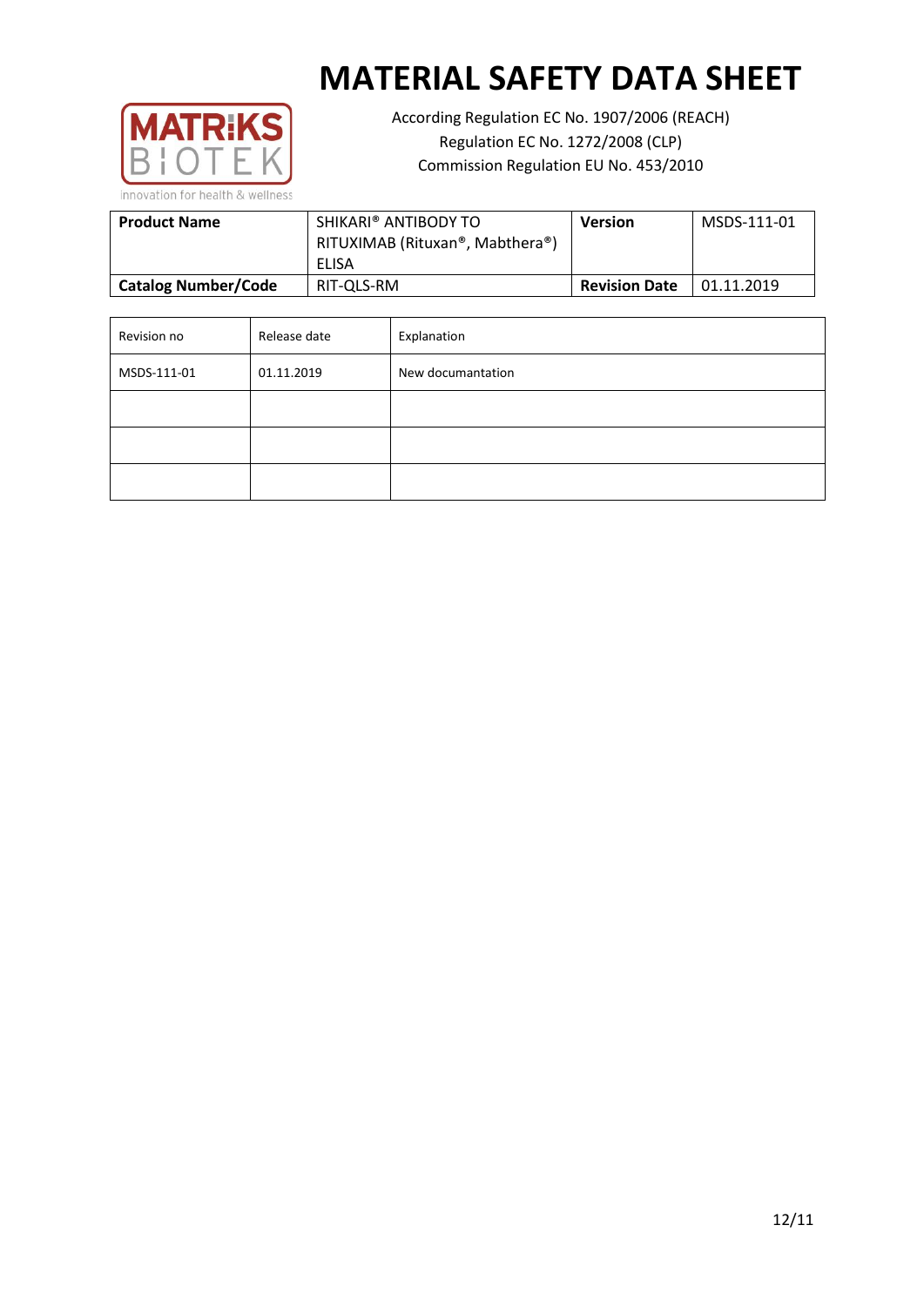# MATERIAL SAFETY DATA SHEET

According Regulation EC No. 1907/2006 (REACH)
Regulation EC No. 1272/2008 (CLP)
Commission Regulation EU No. 453/2010

| | | | |
|---|---|---|---|
| **Product Name** | SHIKARI® ANTIBODY TO RITUXIMAB (Rituxan®, Mabthera®) ELISA | **Version** | MSDS-111-01 |
| **Catalog Number/Code** | RIT-QLS-RM | **Revision Date** | 01.11.2019 |

| Revision no | Release date | Explanation |
|---|---|---|
| MSDS-111-01 | 01.11.2019 | New documantation |
| | | |
| | | |
| | | |